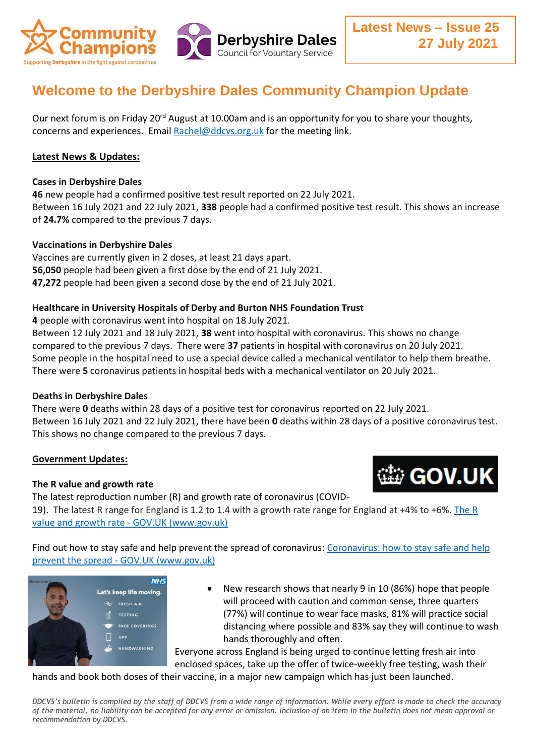Latest News – Issue 25
27 July 2021

# Welcome to the Derbyshire Dales Community Champion Update

Our next forum is on Friday 20rd August at 10.00am and is an opportunity for you to share your thoughts, concerns and experiences. Email Rachel@ddcvs.org.uk for the meeting link.

## Latest News & Updates:

**Cases in Derbyshire Dales**
**46** new people had a confirmed positive test result reported on 22 July 2021.
Between 16 July 2021 and 22 July 2021, **338** people had a confirmed positive test result. This shows an increase of **24.7%** compared to the previous 7 days.

**Vaccinations in Derbyshire Dales**
Vaccines are currently given in 2 doses, at least 21 days apart.
**56,050** people had been given a first dose by the end of 21 July 2021.
**47,272** people had been given a second dose by the end of 21 July 2021.

**Healthcare in University Hospitals of Derby and Burton NHS Foundation Trust**
**4** people with coronavirus went into hospital on 18 July 2021.
Between 12 July 2021 and 18 July 2021, **38** went into hospital with coronavirus. This shows no change compared to the previous 7 days. There were **37** patients in hospital with coronavirus on 20 July 2021.
Some people in the hospital need to use a special device called a mechanical ventilator to help them breathe.
There were **5** coronavirus patients in hospital beds with a mechanical ventilator on 20 July 2021.

**Deaths in Derbyshire Dales**
There were **0** deaths within 28 days of a positive test for coronavirus reported on 22 July 2021.
Between 16 July 2021 and 22 July 2021, there have been **0** deaths within 28 days of a positive coronavirus test.
This shows no change compared to the previous 7 days.

## Government Updates:

**The R value and growth rate**
The latest reproduction number (R) and growth rate of coronavirus (COVID-19). The latest R range for England is 1.2 to 1.4 with a growth rate range for England at +4% to +6%. The R value and growth rate - GOV.UK (www.gov.uk)

Find out how to stay safe and help prevent the spread of coronavirus: Coronavirus: how to stay safe and help prevent the spread - GOV.UK (www.gov.uk)

- New research shows that nearly 9 in 10 (86%) hope that people will proceed with caution and common sense, three quarters (77%) will continue to wear face masks, 81% will practice social distancing where possible and 83% say they will continue to wash hands thoroughly and often.

Everyone across England is being urged to continue letting fresh air into enclosed spaces, take up the offer of twice-weekly free testing, wash their hands and book both doses of their vaccine, in a major new campaign which has just been launched.

*DDCVS's bulletin is compiled by the staff of DDCVS from a wide range of information. While every effort is made to check the accuracy of the material, no liability can be accepted for any error or omission. Inclusion of an item in the bulletin does not mean approval or recommendation by DDCVS.*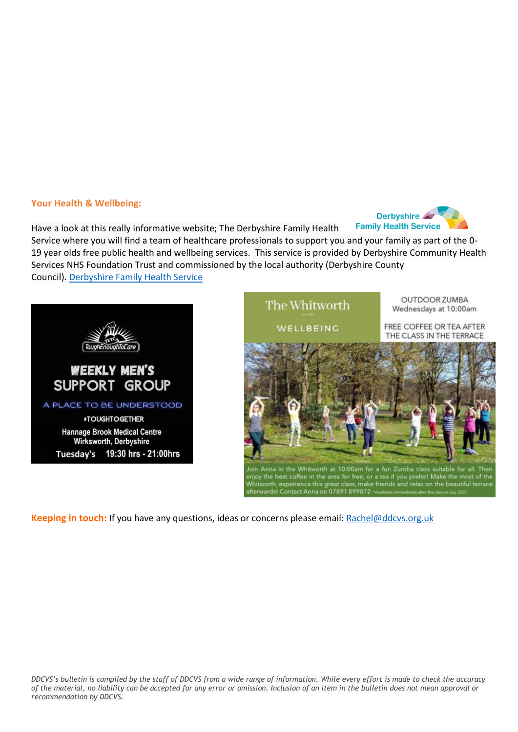**Your Health & Wellbeing:**

Derbyshire Family Health Service

Have a look at this really informative website; The Derbyshire Family Health Service where you will find a team of healthcare professionals to support you and your family as part of the 0-19 year olds free public health and wellbeing services. This service is provided by Derbyshire Community Health Services NHS Foundation Trust and commissioned by the local authority (Derbyshire County Council). [Derbyshire Family Health Service]

ToughEnoughToCare

WEEKLY MEN'S SUPPORT GROUP

A PLACE TO BE UNDERSTOOD

#TOUGHTOGETHER

Hannage Brook Medical Centre
Wirksworth, Derbyshire

Tuesday's 19:30 hrs - 21:00hrs

The Whitworth

WELLBEING

OUTDOOR ZUMBA
Wednesdays at 10:00am

FREE COFFEE OR TEA AFTER THE CLASS IN THE TERRACE

Join Anna in the Whitworth at 10:00am for a fun Zumba class suitable for all. Then enjoy the best coffee in the area for free, or a tea if you prefer! Make the most of the Whitworth, experience this great class, make friends and relax on the beautiful terrace afterwards! Contact Anna on 07891 899872 *Available immediately after the class in July 2021

**Keeping in touch:** If you have any questions, ideas or concerns please email: Rachel@ddcvs.org.uk

*DDCVS's bulletin is compiled by the staff of DDCVS from a wide range of information. While every effort is made to check the accuracy of the material, no liability can be accepted for any error or omission. Inclusion of an item in the bulletin does not mean approval or recommendation by DDCVS.*